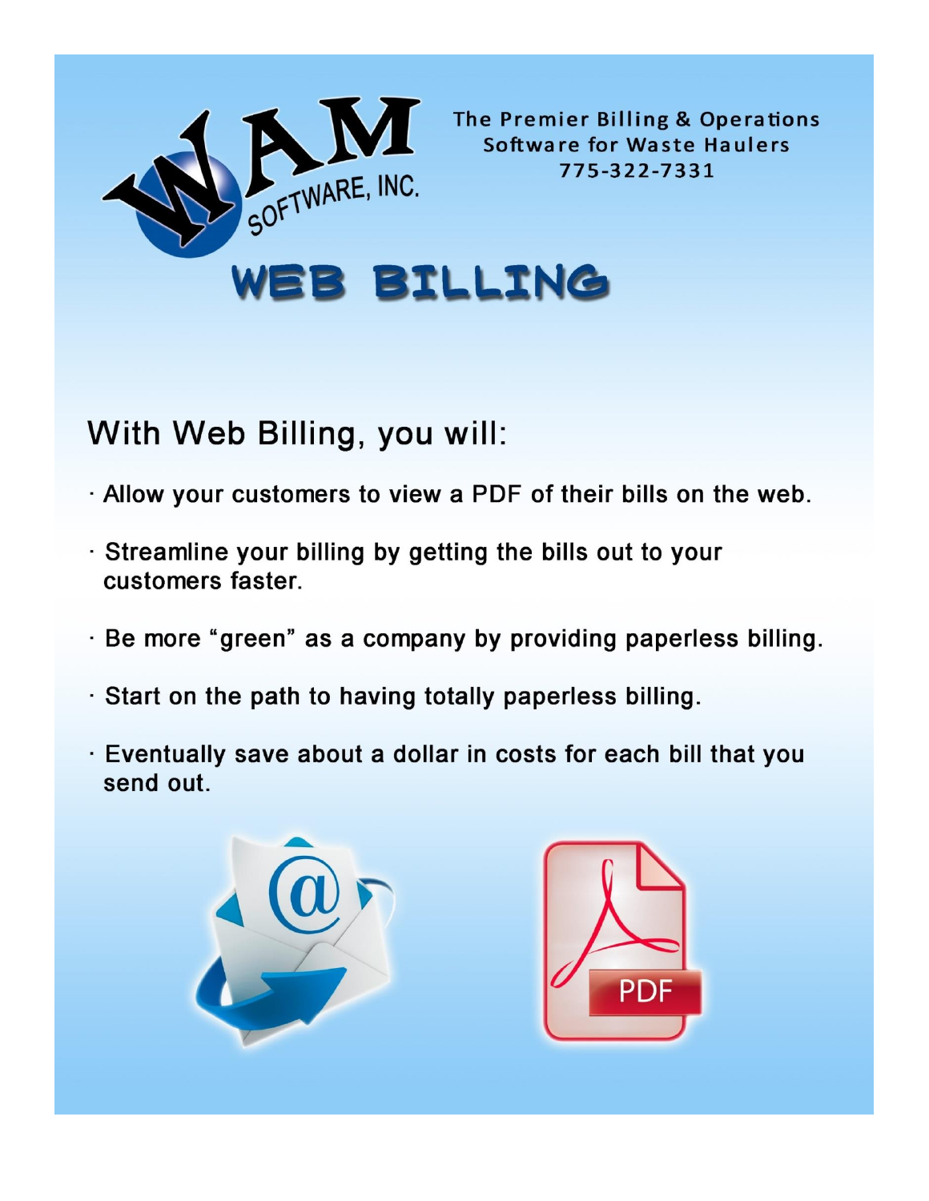WAM SOFTWARE, INC.

The Premier Billing & Operations Software for Waste Haulers
775-322-7331

# WEB BILLING

## With Web Billing, you will:

- Allow your customers to view a PDF of their bills on the web.
- Streamline your billing by getting the bills out to your customers faster.
- Be more "green" as a company by providing paperless billing.
- Start on the path to having totally paperless billing.
- Eventually save about a dollar in costs for each bill that you send out.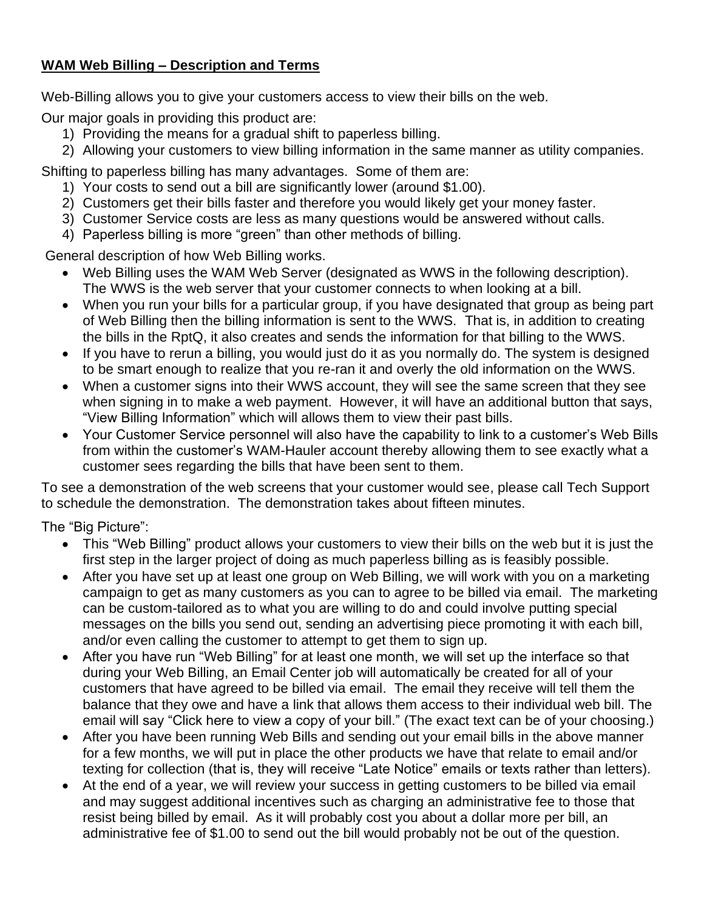**WAM Web Billing – Description and Terms**

Web-Billing allows you to give your customers access to view their bills on the web.

Our major goals in providing this product are:

1) Providing the means for a gradual shift to paperless billing.
2) Allowing your customers to view billing information in the same manner as utility companies.

Shifting to paperless billing has many advantages. Some of them are:

1) Your costs to send out a bill are significantly lower (around $1.00).
2) Customers get their bills faster and therefore you would likely get your money faster.
3) Customer Service costs are less as many questions would be answered without calls.
4) Paperless billing is more "green" than other methods of billing.

General description of how Web Billing works.

- Web Billing uses the WAM Web Server (designated as WWS in the following description). The WWS is the web server that your customer connects to when looking at a bill.
- When you run your bills for a particular group, if you have designated that group as being part of Web Billing then the billing information is sent to the WWS. That is, in addition to creating the bills in the RptQ, it also creates and sends the information for that billing to the WWS.
- If you have to rerun a billing, you would just do it as you normally do. The system is designed to be smart enough to realize that you re-ran it and overly the old information on the WWS.
- When a customer signs into their WWS account, they will see the same screen that they see when signing in to make a web payment. However, it will have an additional button that says, "View Billing Information" which will allows them to view their past bills.
- Your Customer Service personnel will also have the capability to link to a customer's Web Bills from within the customer's WAM-Hauler account thereby allowing them to see exactly what a customer sees regarding the bills that have been sent to them.

To see a demonstration of the web screens that your customer would see, please call Tech Support to schedule the demonstration. The demonstration takes about fifteen minutes.

The "Big Picture":

- This "Web Billing" product allows your customers to view their bills on the web but it is just the first step in the larger project of doing as much paperless billing as is feasibly possible.
- After you have set up at least one group on Web Billing, we will work with you on a marketing campaign to get as many customers as you can to agree to be billed via email. The marketing can be custom-tailored as to what you are willing to do and could involve putting special messages on the bills you send out, sending an advertising piece promoting it with each bill, and/or even calling the customer to attempt to get them to sign up.
- After you have run "Web Billing" for at least one month, we will set up the interface so that during your Web Billing, an Email Center job will automatically be created for all of your customers that have agreed to be billed via email. The email they receive will tell them the balance that they owe and have a link that allows them access to their individual web bill. The email will say "Click here to view a copy of your bill." (The exact text can be of your choosing.)
- After you have been running Web Bills and sending out your email bills in the above manner for a few months, we will put in place the other products we have that relate to email and/or texting for collection (that is, they will receive "Late Notice" emails or texts rather than letters).
- At the end of a year, we will review your success in getting customers to be billed via email and may suggest additional incentives such as charging an administrative fee to those that resist being billed by email. As it will probably cost you about a dollar more per bill, an administrative fee of $1.00 to send out the bill would probably not be out of the question.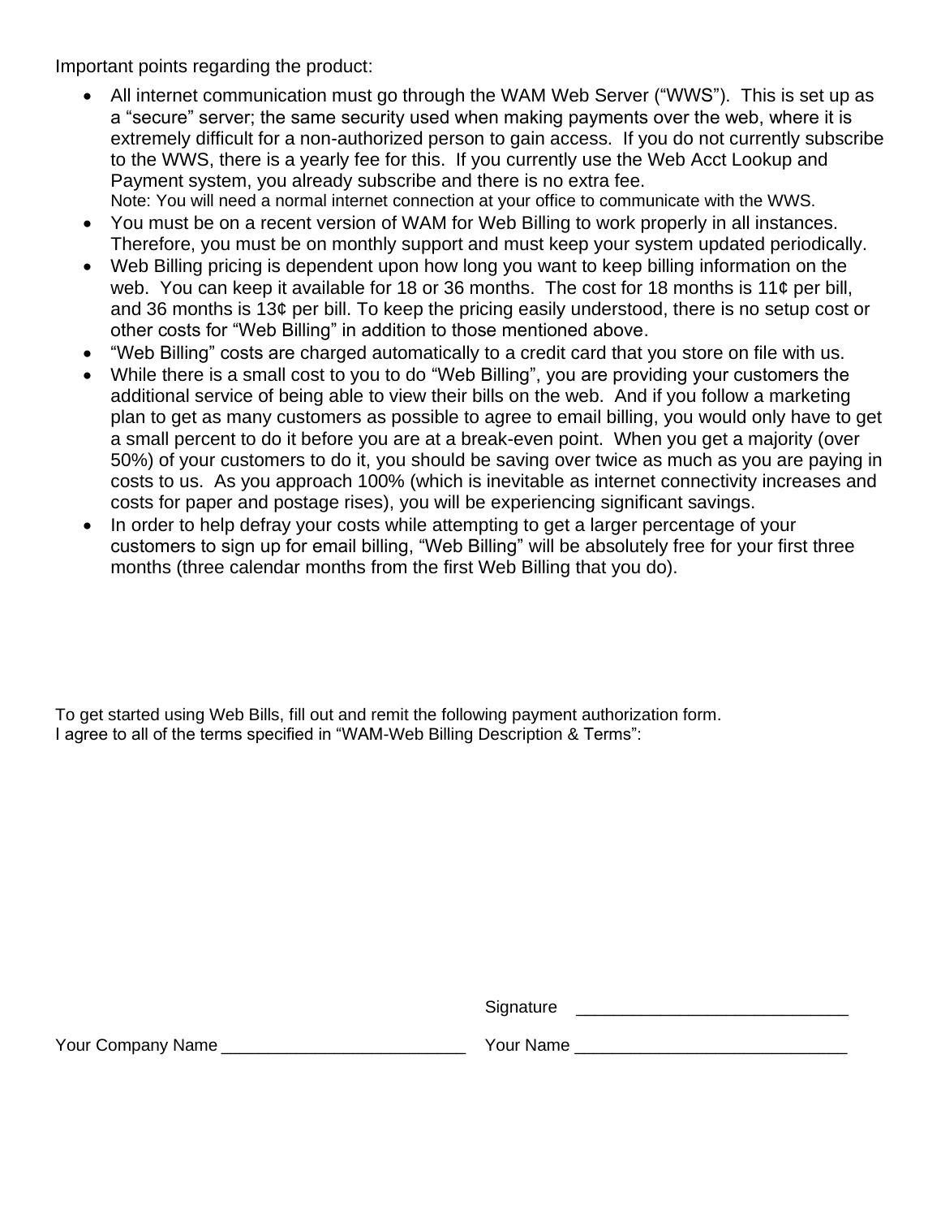Important points regarding the product:

- All internet communication must go through the WAM Web Server ("WWS"). This is set up as a "secure" server; the same security used when making payments over the web, where it is extremely difficult for a non-authorized person to gain access. If you do not currently subscribe to the WWS, there is a yearly fee for this. If you currently use the Web Acct Lookup and Payment system, you already subscribe and there is no extra fee.
  Note: You will need a normal internet connection at your office to communicate with the WWS.
- You must be on a recent version of WAM for Web Billing to work properly in all instances. Therefore, you must be on monthly support and must keep your system updated periodically.
- Web Billing pricing is dependent upon how long you want to keep billing information on the web. You can keep it available for 18 or 36 months. The cost for 18 months is 11¢ per bill, and 36 months is 13¢ per bill. To keep the pricing easily understood, there is no setup cost or other costs for "Web Billing" in addition to those mentioned above.
- "Web Billing" costs are charged automatically to a credit card that you store on file with us.
- While there is a small cost to you to do "Web Billing", you are providing your customers the additional service of being able to view their bills on the web. And if you follow a marketing plan to get as many customers as possible to agree to email billing, you would only have to get a small percent to do it before you are at a break-even point. When you get a majority (over 50%) of your customers to do it, you should be saving over twice as much as you are paying in costs to us. As you approach 100% (which is inevitable as internet connectivity increases and costs for paper and postage rises), you will be experiencing significant savings.
- In order to help defray your costs while attempting to get a larger percentage of your customers to sign up for email billing, "Web Billing" will be absolutely free for your first three months (three calendar months from the first Web Billing that you do).

To get started using Web Bills, fill out and remit the following payment authorization form.
I agree to all of the terms specified in "WAM-Web Billing Description & Terms":

Signature ____________________________

Your Company Name _________________________ Your Name ____________________________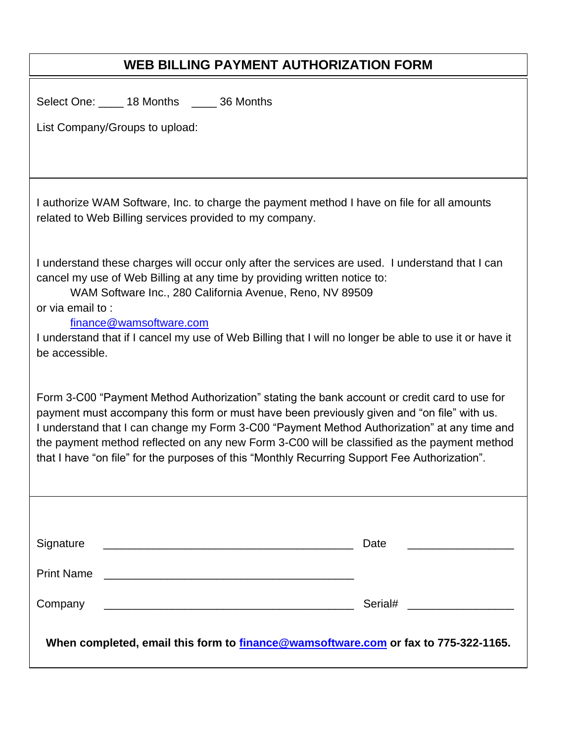# WEB BILLING PAYMENT AUTHORIZATION FORM

Select One: ____ 18 Months ____ 36 Months

List Company/Groups to upload:

I authorize WAM Software, Inc. to charge the payment method I have on file for all amounts related to Web Billing services provided to my company.

I understand these charges will occur only after the services are used. I understand that I can cancel my use of Web Billing at any time by providing written notice to:

WAM Software Inc., 280 California Avenue, Reno, NV 89509

or via email to :

finance@wamsoftware.com

I understand that if I cancel my use of Web Billing that I will no longer be able to use it or have it be accessible.

Form 3-C00 "Payment Method Authorization" stating the bank account or credit card to use for payment must accompany this form or must have been previously given and "on file" with us. I understand that I can change my Form 3-C00 "Payment Method Authorization" at any time and the payment method reflected on any new Form 3-C00 will be classified as the payment method that I have "on file" for the purposes of this "Monthly Recurring Support Fee Authorization".

Signature ________________________________________ Date ________________

Print Name ________________________________________

Company ________________________________________ Serial# ________________

**When completed, email this form to finance@wamsoftware.com or fax to 775-322-1165.**